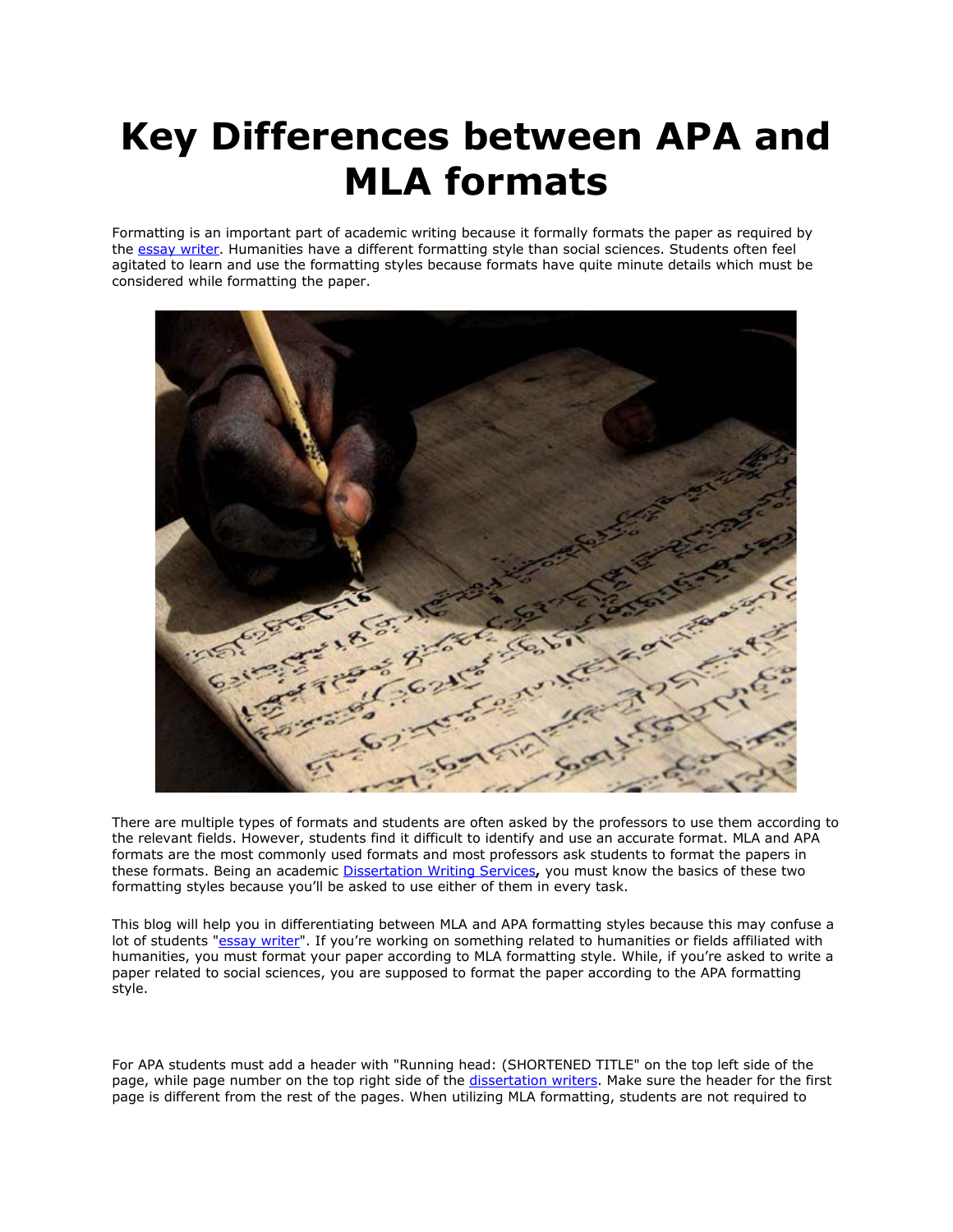# Key Differences between APA and MLA formats

Formatting is an important part of academic writing because it formally formats the paper as required by the [essay writer](). Humanities have a different formatting style than social sciences. Students often feel agitated to learn and use the formatting styles because formats have quite minute details which must be considered while formatting the paper.

There are multiple types of formats and students are often asked by the professors to use them according to the relevant fields. However, students find it difficult to identify and use an accurate format. MLA and APA formats are the most commonly used formats and most professors ask students to format the papers in these formats. Being an academic [Dissertation Writing Services](), you must know the basics of these two formatting styles because you'll be asked to use either of them in every task.

This blog will help you in differentiating between MLA and APA formatting styles because this may confuse a lot of students "[essay writer]()". If you're working on something related to humanities or fields affiliated with humanities, you must format your paper according to MLA formatting style. While, if you're asked to write a paper related to social sciences, you are supposed to format the paper according to the APA formatting style.

For APA students must add a header with "Running head: (SHORTENED TITLE" on the top left side of the page, while page number on the top right side of the [dissertation writers](). Make sure the header for the first page is different from the rest of the pages. When utilizing MLA formatting, students are not required to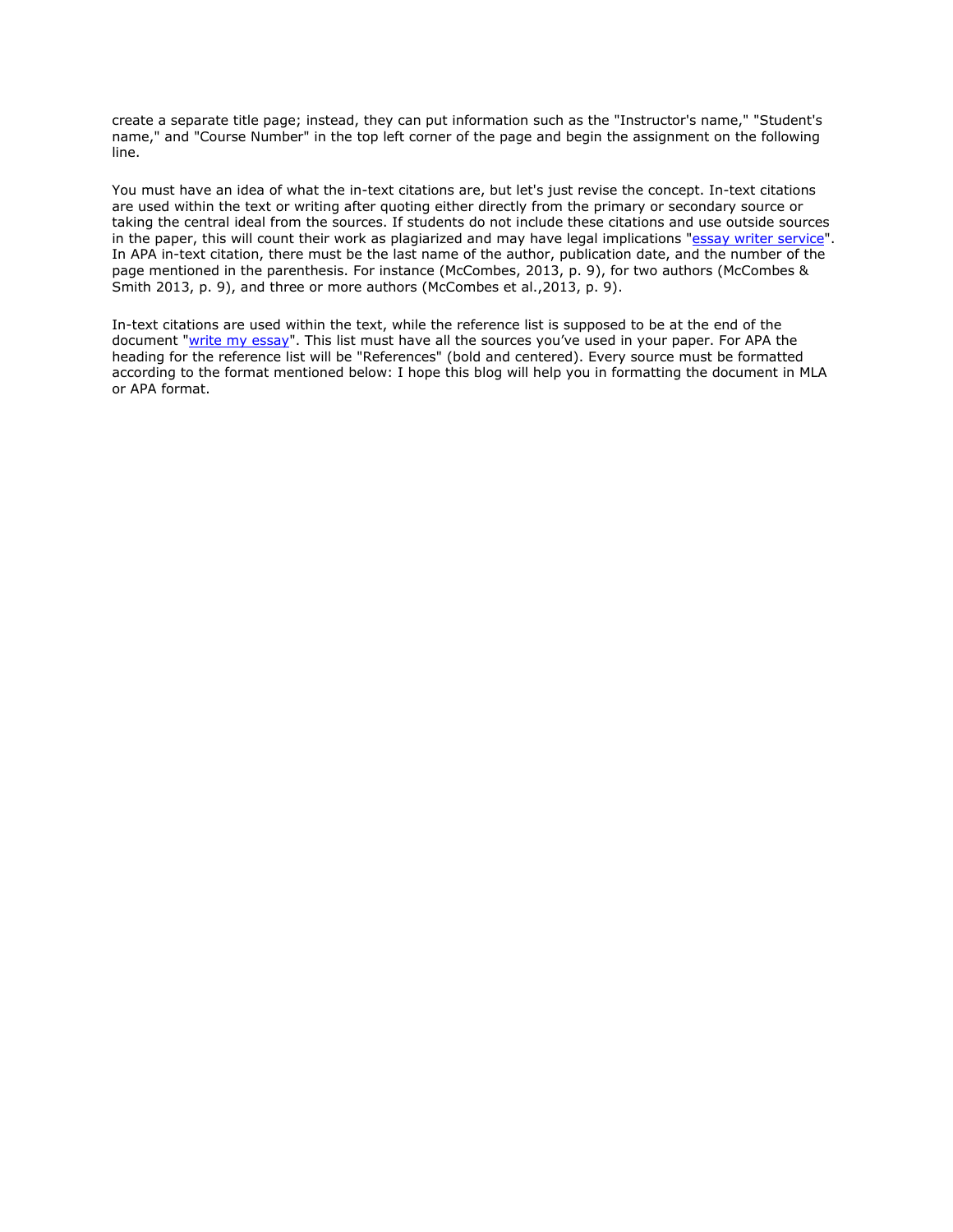create a separate title page; instead, they can put information such as the "Instructor's name," "Student's name," and "Course Number" in the top left corner of the page and begin the assignment on the following line.

You must have an idea of what the in-text citations are, but let's just revise the concept. In-text citations are used within the text or writing after quoting either directly from the primary or secondary source or taking the central ideal from the sources. If students do not include these citations and use outside sources in the paper, this will count their work as plagiarized and may have legal implications "essay writer service". In APA in-text citation, there must be the last name of the author, publication date, and the number of the page mentioned in the parenthesis. For instance (McCombes, 2013, p. 9), for two authors (McCombes & Smith 2013, p. 9), and three or more authors (McCombes et al.,2013, p. 9).

In-text citations are used within the text, while the reference list is supposed to be at the end of the document "write my essay". This list must have all the sources you've used in your paper. For APA the heading for the reference list will be "References" (bold and centered). Every source must be formatted according to the format mentioned below: I hope this blog will help you in formatting the document in MLA or APA format.